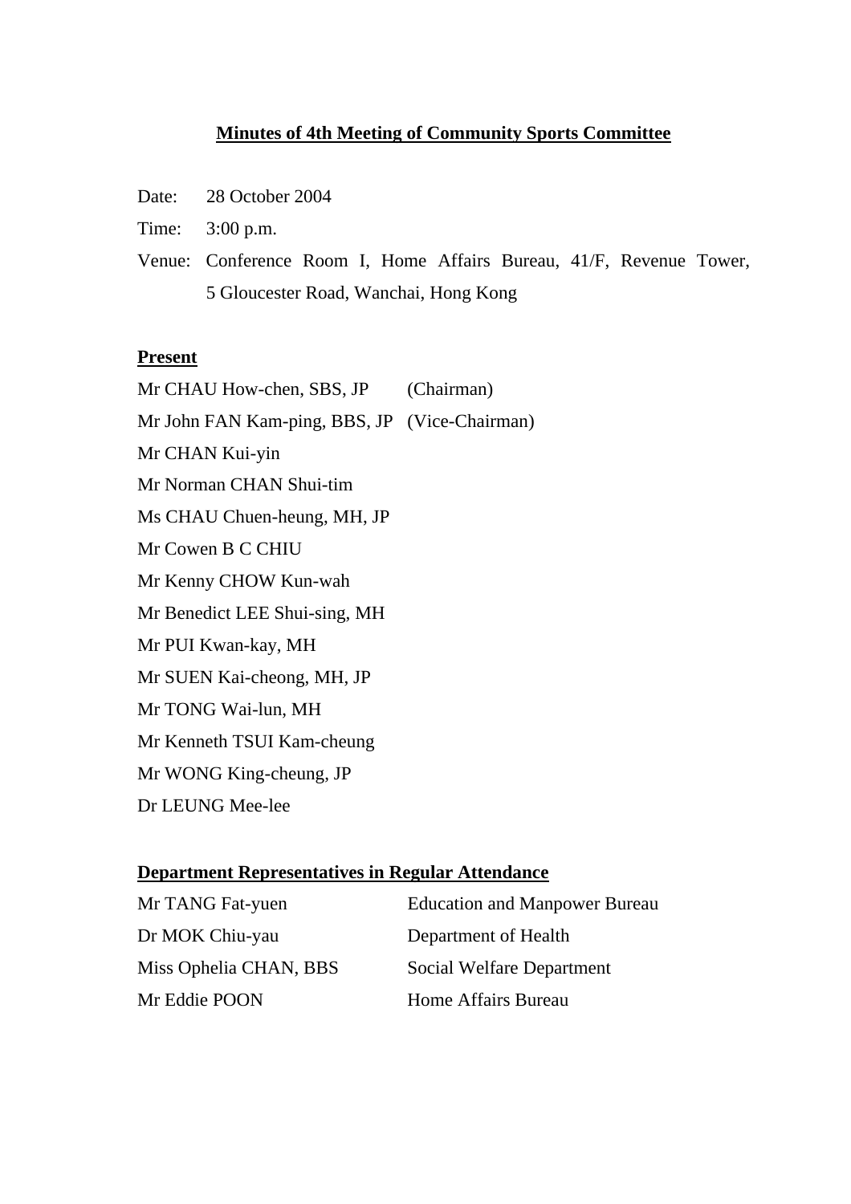# Minutes of 4th Meeting of Community Sports Committee

Date: 28 October 2004

Time: 3:00 p.m.

Venue: Conference Room I, Home Affairs Bureau, 41/F, Revenue Tower, 5 Gloucester Road, Wanchai, Hong Kong

## Present

Mr CHAU How-chen, SBS, JP (Chairman)

Mr John FAN Kam-ping, BBS, JP (Vice-Chairman)

Mr CHAN Kui-yin

Mr Norman CHAN Shui-tim

Ms CHAU Chuen-heung, MH, JP

Mr Cowen B C CHIU

Mr Kenny CHOW Kun-wah

Mr Benedict LEE Shui-sing, MH

Mr PUI Kwan-kay, MH

Mr SUEN Kai-cheong, MH, JP

Mr TONG Wai-lun, MH

Mr Kenneth TSUI Kam-cheung

Mr WONG King-cheung, JP

Dr LEUNG Mee-lee

## Department Representatives in Regular Attendance

| | |
|---|---|
| Mr TANG Fat-yuen | Education and Manpower Bureau |
| Dr MOK Chiu-yau | Department of Health |
| Miss Ophelia CHAN, BBS | Social Welfare Department |
| Mr Eddie POON | Home Affairs Bureau |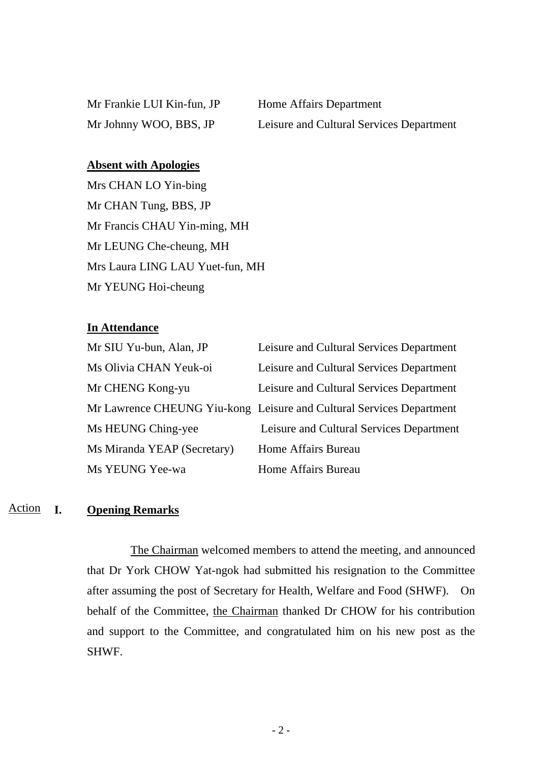| | |
|---|---|
| Mr Frankie LUI Kin-fun, JP | Home Affairs Department |
| Mr Johnny WOO, BBS, JP | Leisure and Cultural Services Department |

**Absent with Apologies**

Mrs CHAN LO Yin-bing
Mr CHAN Tung, BBS, JP
Mr Francis CHAU Yin-ming, MH
Mr LEUNG Che-cheung, MH
Mrs Laura LING LAU Yuet-fun, MH
Mr YEUNG Hoi-cheung

**In Attendance**

| | |
|---|---|
| Mr SIU Yu-bun, Alan, JP | Leisure and Cultural Services Department |
| Ms Olivia CHAN Yeuk-oi | Leisure and Cultural Services Department |
| Mr CHENG Kong-yu | Leisure and Cultural Services Department |
| Mr Lawrence CHEUNG Yiu-kong | Leisure and Cultural Services Department |
| Ms HEUNG Ching-yee | Leisure and Cultural Services Department |
| Ms Miranda YEAP (Secretary) | Home Affairs Bureau |
| Ms YEUNG Yee-wa | Home Affairs Bureau |

Action

**I. Opening Remarks**

The Chairman welcomed members to attend the meeting, and announced that Dr York CHOW Yat-ngok had submitted his resignation to the Committee after assuming the post of Secretary for Health, Welfare and Food (SHWF). On behalf of the Committee, the Chairman thanked Dr CHOW for his contribution and support to the Committee, and congratulated him on his new post as the SHWF.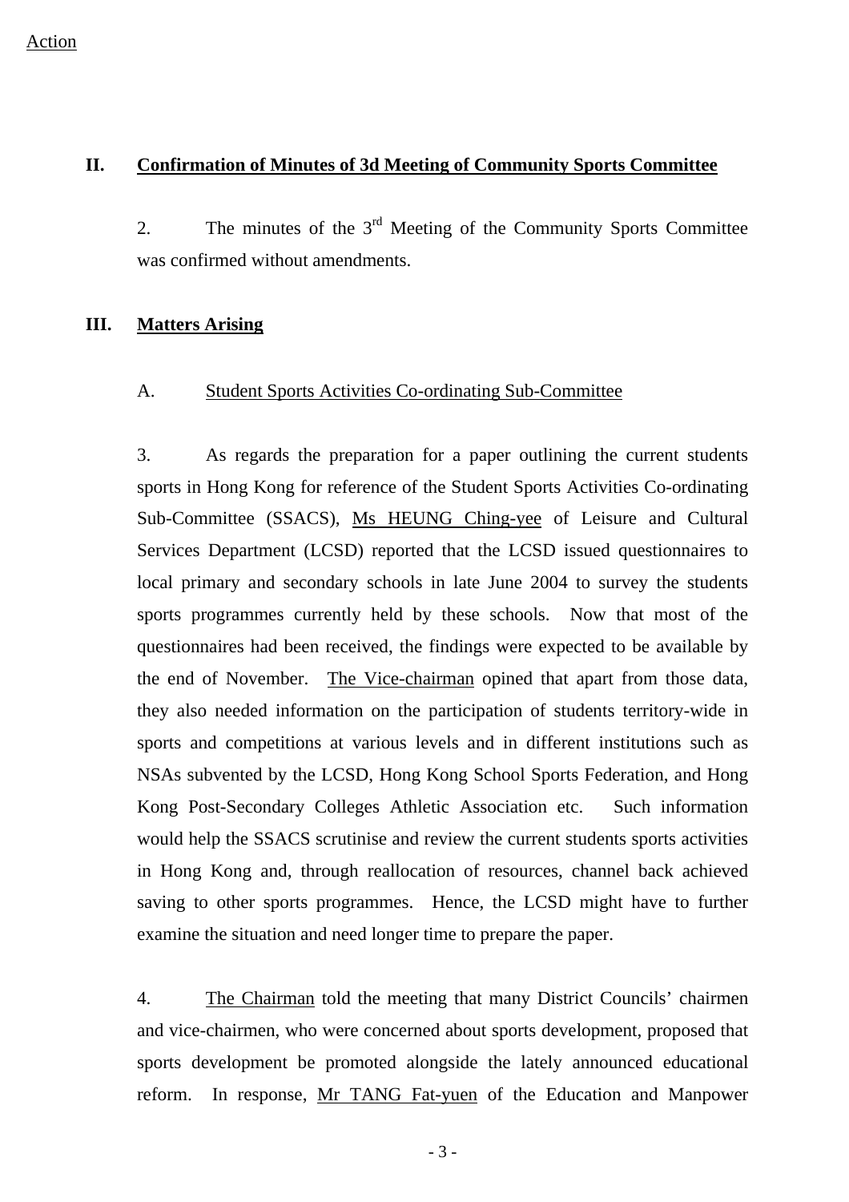Action

## II. Confirmation of Minutes of 3d Meeting of Community Sports Committee

2. The minutes of the 3rd Meeting of the Community Sports Committee was confirmed without amendments.

## III. Matters Arising

### A. Student Sports Activities Co-ordinating Sub-Committee

3. As regards the preparation for a paper outlining the current students sports in Hong Kong for reference of the Student Sports Activities Co-ordinating Sub-Committee (SSACS), Ms HEUNG Ching-yee of Leisure and Cultural Services Department (LCSD) reported that the LCSD issued questionnaires to local primary and secondary schools in late June 2004 to survey the students sports programmes currently held by these schools. Now that most of the questionnaires had been received, the findings were expected to be available by the end of November. The Vice-chairman opined that apart from those data, they also needed information on the participation of students territory-wide in sports and competitions at various levels and in different institutions such as NSAs subvented by the LCSD, Hong Kong School Sports Federation, and Hong Kong Post-Secondary Colleges Athletic Association etc. Such information would help the SSACS scrutinise and review the current students sports activities in Hong Kong and, through reallocation of resources, channel back achieved saving to other sports programmes. Hence, the LCSD might have to further examine the situation and need longer time to prepare the paper.

4. The Chairman told the meeting that many District Councils' chairmen and vice-chairmen, who were concerned about sports development, proposed that sports development be promoted alongside the lately announced educational reform. In response, Mr TANG Fat-yuen of the Education and Manpower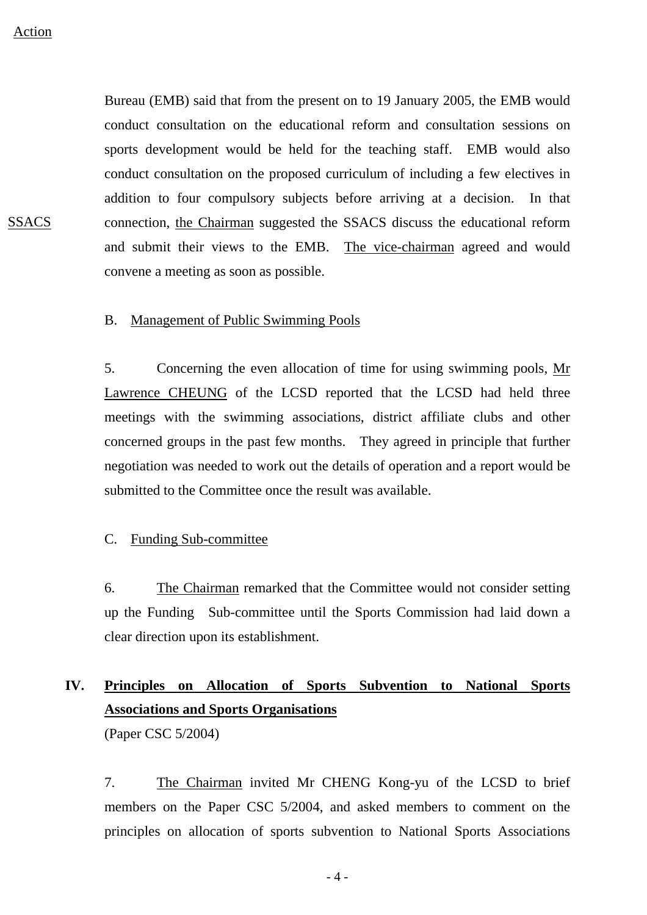Action

Bureau (EMB) said that from the present on to 19 January 2005, the EMB would conduct consultation on the educational reform and consultation sessions on sports development would be held for the teaching staff. EMB would also conduct consultation on the proposed curriculum of including a few electives in addition to four compulsory subjects before arriving at a decision. In that connection, the Chairman suggested the SSACS discuss the educational reform and submit their views to the EMB. The vice-chairman agreed and would convene a meeting as soon as possible.

SSACS

B. Management of Public Swimming Pools

5. Concerning the even allocation of time for using swimming pools, Mr Lawrence CHEUNG of the LCSD reported that the LCSD had held three meetings with the swimming associations, district affiliate clubs and other concerned groups in the past few months. They agreed in principle that further negotiation was needed to work out the details of operation and a report would be submitted to the Committee once the result was available.

C. Funding Sub-committee

6. The Chairman remarked that the Committee would not consider setting up the Funding Sub-committee until the Sports Commission had laid down a clear direction upon its establishment.

## IV. Principles on Allocation of Sports Subvention to National Sports Associations and Sports Organisations

(Paper CSC 5/2004)

7. The Chairman invited Mr CHENG Kong-yu of the LCSD to brief members on the Paper CSC 5/2004, and asked members to comment on the principles on allocation of sports subvention to National Sports Associations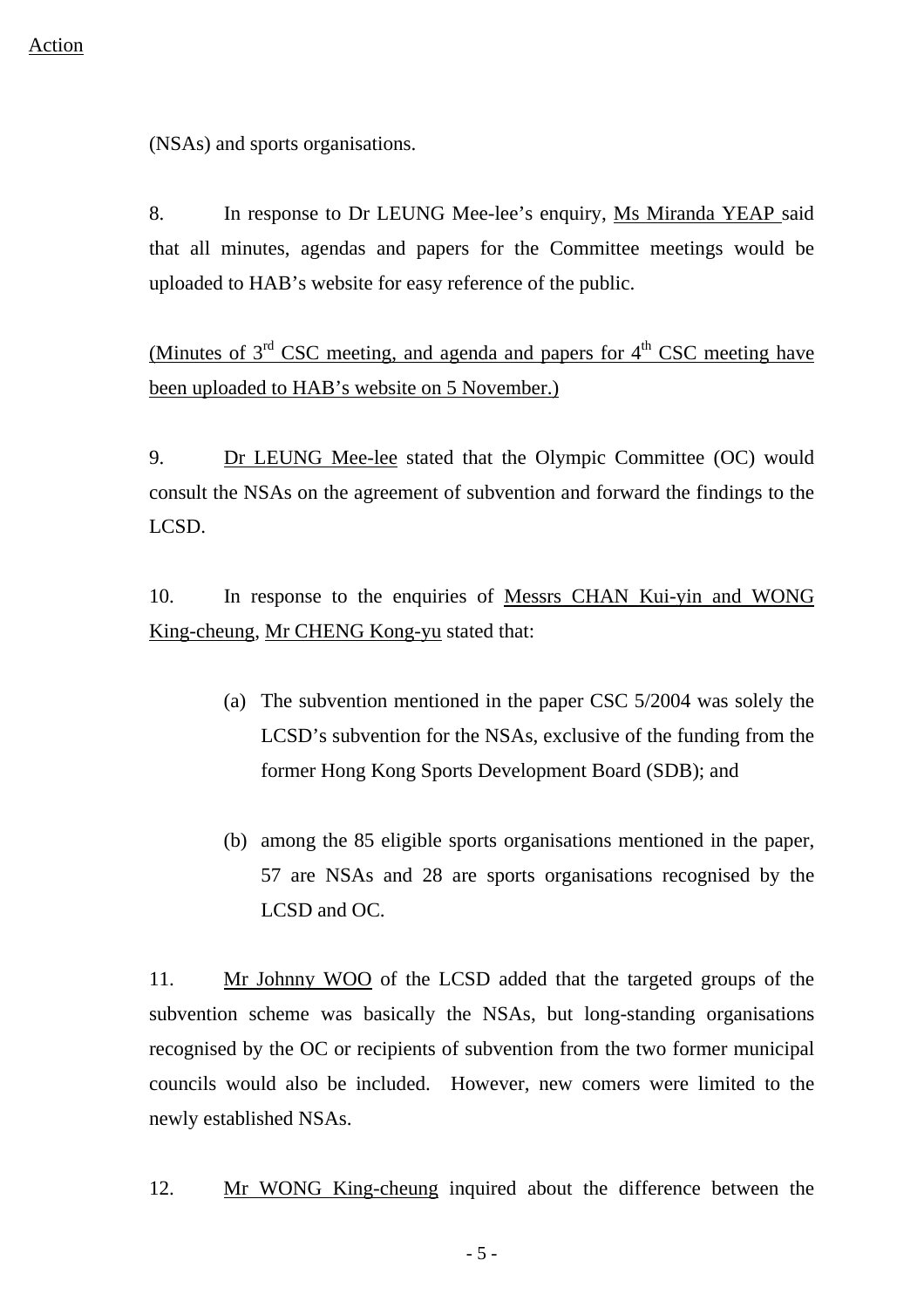Action

(NSAs) and sports organisations.

8. In response to Dr LEUNG Mee-lee's enquiry, Ms Miranda YEAP said that all minutes, agendas and papers for the Committee meetings would be uploaded to HAB's website for easy reference of the public.

(Minutes of 3rd CSC meeting, and agenda and papers for 4th CSC meeting have been uploaded to HAB's website on 5 November.)

9. Dr LEUNG Mee-lee stated that the Olympic Committee (OC) would consult the NSAs on the agreement of subvention and forward the findings to the LCSD.

10. In response to the enquiries of Messrs CHAN Kui-yin and WONG King-cheung, Mr CHENG Kong-yu stated that:

(a) The subvention mentioned in the paper CSC 5/2004 was solely the LCSD's subvention for the NSAs, exclusive of the funding from the former Hong Kong Sports Development Board (SDB); and

(b) among the 85 eligible sports organisations mentioned in the paper, 57 are NSAs and 28 are sports organisations recognised by the LCSD and OC.

11. Mr Johnny WOO of the LCSD added that the targeted groups of the subvention scheme was basically the NSAs, but long-standing organisations recognised by the OC or recipients of subvention from the two former municipal councils would also be included. However, new comers were limited to the newly established NSAs.

12. Mr WONG King-cheung inquired about the difference between the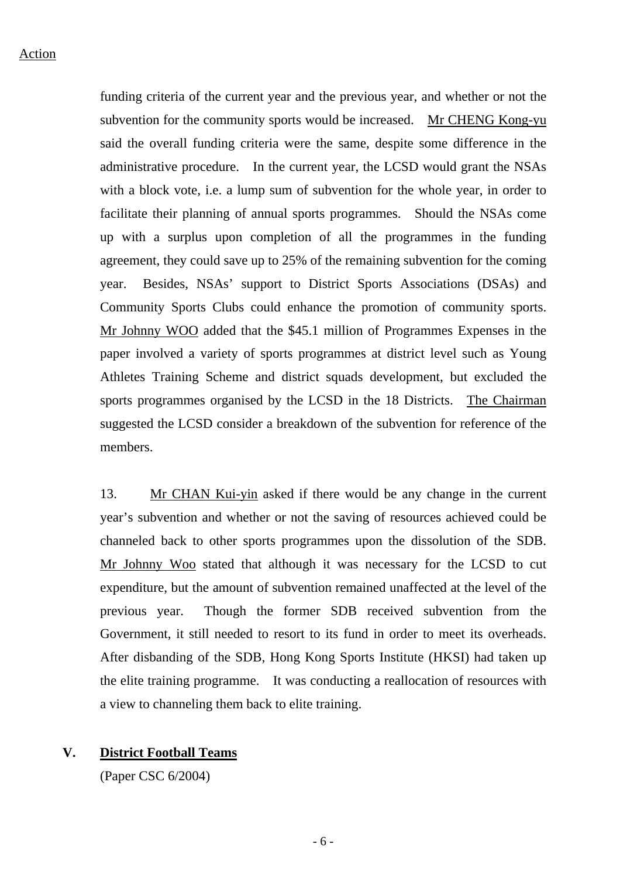Action

funding criteria of the current year and the previous year, and whether or not the subvention for the community sports would be increased. Mr CHENG Kong-yu said the overall funding criteria were the same, despite some difference in the administrative procedure. In the current year, the LCSD would grant the NSAs with a block vote, i.e. a lump sum of subvention for the whole year, in order to facilitate their planning of annual sports programmes. Should the NSAs come up with a surplus upon completion of all the programmes in the funding agreement, they could save up to 25% of the remaining subvention for the coming year. Besides, NSAs' support to District Sports Associations (DSAs) and Community Sports Clubs could enhance the promotion of community sports. Mr Johnny WOO added that the $45.1 million of Programmes Expenses in the paper involved a variety of sports programmes at district level such as Young Athletes Training Scheme and district squads development, but excluded the sports programmes organised by the LCSD in the 18 Districts. The Chairman suggested the LCSD consider a breakdown of the subvention for reference of the members.

13. Mr CHAN Kui-yin asked if there would be any change in the current year's subvention and whether or not the saving of resources achieved could be channeled back to other sports programmes upon the dissolution of the SDB. Mr Johnny Woo stated that although it was necessary for the LCSD to cut expenditure, but the amount of subvention remained unaffected at the level of the previous year. Though the former SDB received subvention from the Government, it still needed to resort to its fund in order to meet its overheads. After disbanding of the SDB, Hong Kong Sports Institute (HKSI) had taken up the elite training programme. It was conducting a reallocation of resources with a view to channeling them back to elite training.

## V. District Football Teams

(Paper CSC 6/2004)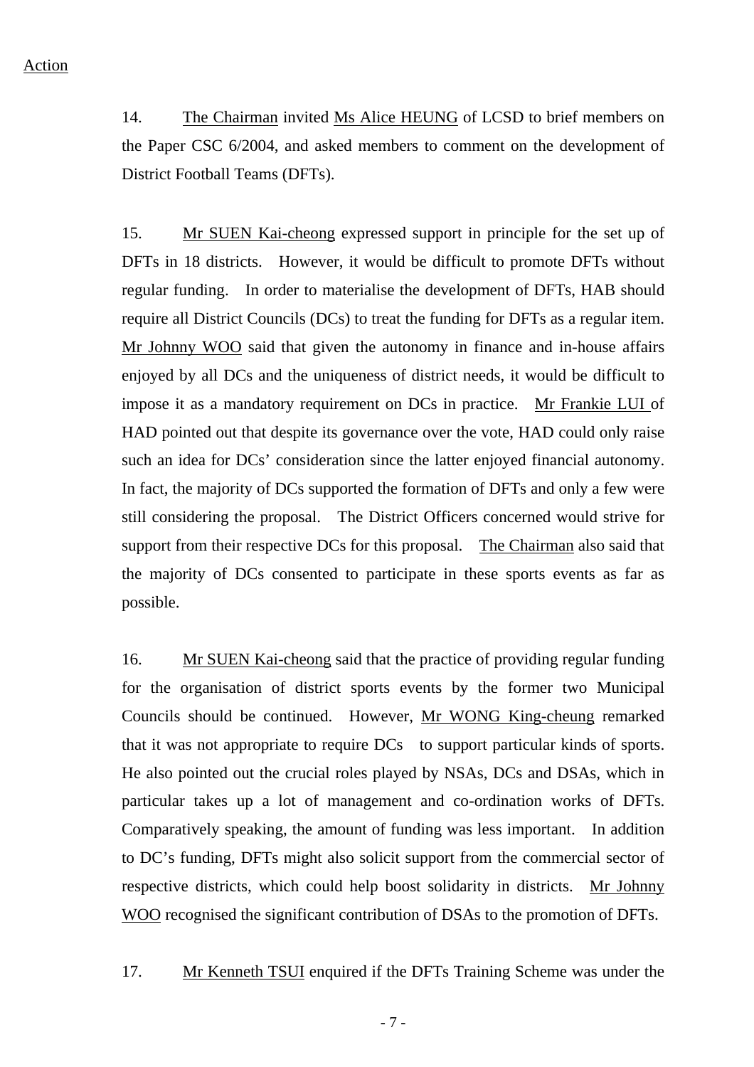Action

14. The Chairman invited Ms Alice HEUNG of LCSD to brief members on the Paper CSC 6/2004, and asked members to comment on the development of District Football Teams (DFTs).

15. Mr SUEN Kai-cheong expressed support in principle for the set up of DFTs in 18 districts. However, it would be difficult to promote DFTs without regular funding. In order to materialise the development of DFTs, HAB should require all District Councils (DCs) to treat the funding for DFTs as a regular item. Mr Johnny WOO said that given the autonomy in finance and in-house affairs enjoyed by all DCs and the uniqueness of district needs, it would be difficult to impose it as a mandatory requirement on DCs in practice. Mr Frankie LUI of HAD pointed out that despite its governance over the vote, HAD could only raise such an idea for DCs' consideration since the latter enjoyed financial autonomy. In fact, the majority of DCs supported the formation of DFTs and only a few were still considering the proposal. The District Officers concerned would strive for support from their respective DCs for this proposal. The Chairman also said that the majority of DCs consented to participate in these sports events as far as possible.

16. Mr SUEN Kai-cheong said that the practice of providing regular funding for the organisation of district sports events by the former two Municipal Councils should be continued. However, Mr WONG King-cheung remarked that it was not appropriate to require DCs to support particular kinds of sports. He also pointed out the crucial roles played by NSAs, DCs and DSAs, which in particular takes up a lot of management and co-ordination works of DFTs. Comparatively speaking, the amount of funding was less important. In addition to DC's funding, DFTs might also solicit support from the commercial sector of respective districts, which could help boost solidarity in districts. Mr Johnny WOO recognised the significant contribution of DSAs to the promotion of DFTs.

17. Mr Kenneth TSUI enquired if the DFTs Training Scheme was under the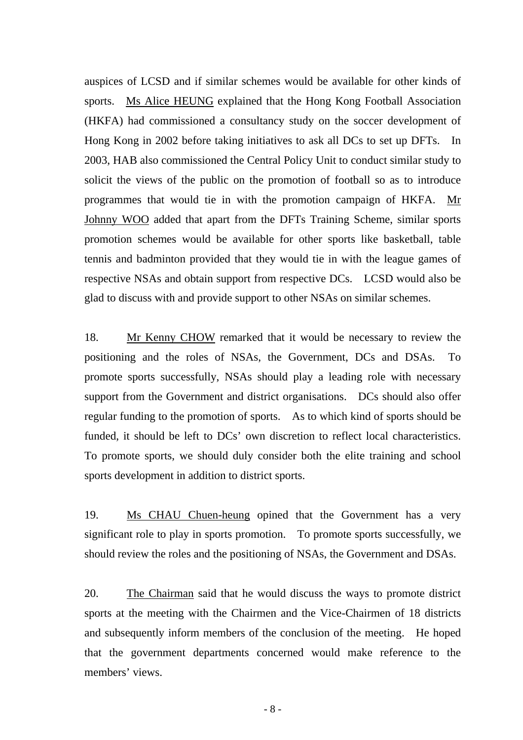auspices of LCSD and if similar schemes would be available for other kinds of sports. Ms Alice HEUNG explained that the Hong Kong Football Association (HKFA) had commissioned a consultancy study on the soccer development of Hong Kong in 2002 before taking initiatives to ask all DCs to set up DFTs. In 2003, HAB also commissioned the Central Policy Unit to conduct similar study to solicit the views of the public on the promotion of football so as to introduce programmes that would tie in with the promotion campaign of HKFA. Mr Johnny WOO added that apart from the DFTs Training Scheme, similar sports promotion schemes would be available for other sports like basketball, table tennis and badminton provided that they would tie in with the league games of respective NSAs and obtain support from respective DCs. LCSD would also be glad to discuss with and provide support to other NSAs on similar schemes.

18. Mr Kenny CHOW remarked that it would be necessary to review the positioning and the roles of NSAs, the Government, DCs and DSAs. To promote sports successfully, NSAs should play a leading role with necessary support from the Government and district organisations. DCs should also offer regular funding to the promotion of sports. As to which kind of sports should be funded, it should be left to DCs' own discretion to reflect local characteristics. To promote sports, we should duly consider both the elite training and school sports development in addition to district sports.

19. Ms CHAU Chuen-heung opined that the Government has a very significant role to play in sports promotion. To promote sports successfully, we should review the roles and the positioning of NSAs, the Government and DSAs.

20. The Chairman said that he would discuss the ways to promote district sports at the meeting with the Chairmen and the Vice-Chairmen of 18 districts and subsequently inform members of the conclusion of the meeting. He hoped that the government departments concerned would make reference to the members' views.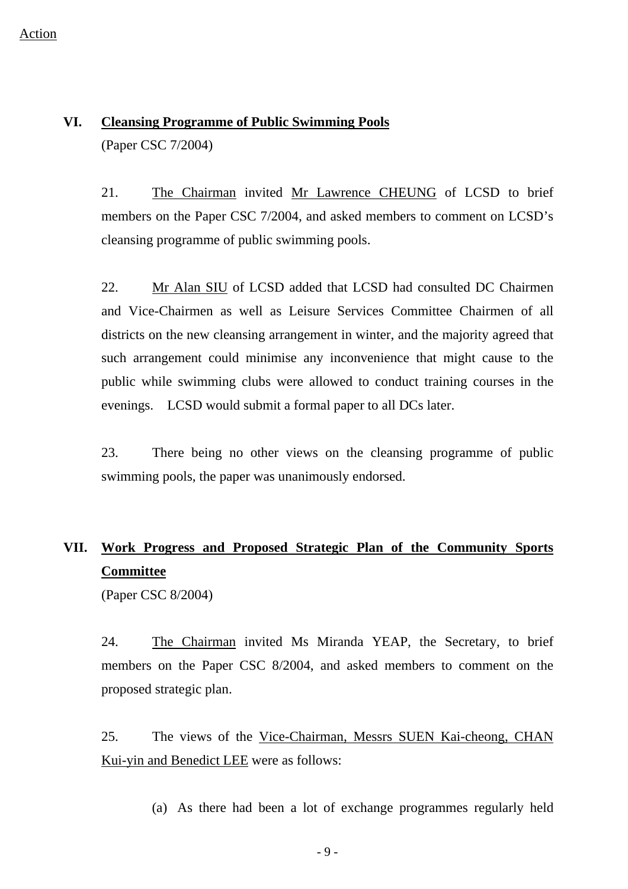Action

## VI. Cleansing Programme of Public Swimming Pools

(Paper CSC 7/2004)

21. The Chairman invited Mr Lawrence CHEUNG of LCSD to brief members on the Paper CSC 7/2004, and asked members to comment on LCSD's cleansing programme of public swimming pools.

22. Mr Alan SIU of LCSD added that LCSD had consulted DC Chairmen and Vice-Chairmen as well as Leisure Services Committee Chairmen of all districts on the new cleansing arrangement in winter, and the majority agreed that such arrangement could minimise any inconvenience that might cause to the public while swimming clubs were allowed to conduct training courses in the evenings. LCSD would submit a formal paper to all DCs later.

23. There being no other views on the cleansing programme of public swimming pools, the paper was unanimously endorsed.

## VII. Work Progress and Proposed Strategic Plan of the Community Sports Committee

(Paper CSC 8/2004)

24. The Chairman invited Ms Miranda YEAP, the Secretary, to brief members on the Paper CSC 8/2004, and asked members to comment on the proposed strategic plan.

25. The views of the Vice-Chairman, Messrs SUEN Kai-cheong, CHAN Kui-yin and Benedict LEE were as follows:

(a) As there had been a lot of exchange programmes regularly held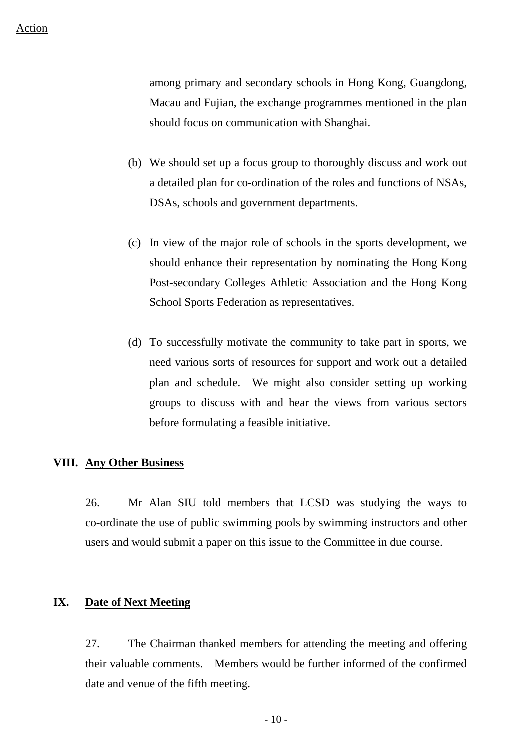Action

among primary and secondary schools in Hong Kong, Guangdong, Macau and Fujian, the exchange programmes mentioned in the plan should focus on communication with Shanghai.

(b) We should set up a focus group to thoroughly discuss and work out a detailed plan for co-ordination of the roles and functions of NSAs, DSAs, schools and government departments.

(c) In view of the major role of schools in the sports development, we should enhance their representation by nominating the Hong Kong Post-secondary Colleges Athletic Association and the Hong Kong School Sports Federation as representatives.

(d) To successfully motivate the community to take part in sports, we need various sorts of resources for support and work out a detailed plan and schedule. We might also consider setting up working groups to discuss with and hear the views from various sectors before formulating a feasible initiative.

## VIII. Any Other Business

26. Mr Alan SIU told members that LCSD was studying the ways to co-ordinate the use of public swimming pools by swimming instructors and other users and would submit a paper on this issue to the Committee in due course.

## IX. Date of Next Meeting

27. The Chairman thanked members for attending the meeting and offering their valuable comments. Members would be further informed of the confirmed date and venue of the fifth meeting.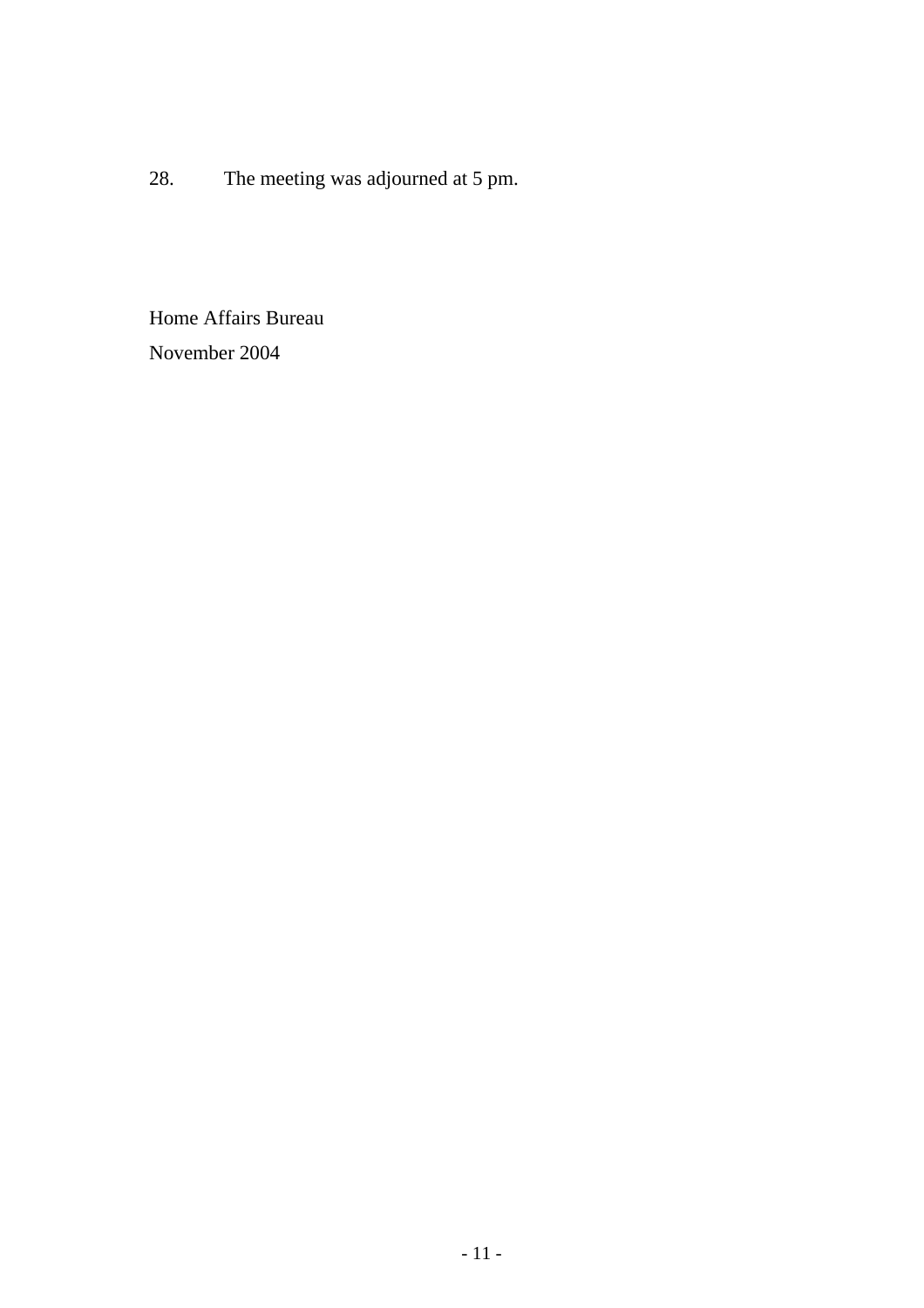28. The meeting was adjourned at 5 pm.

Home Affairs Bureau
November 2004